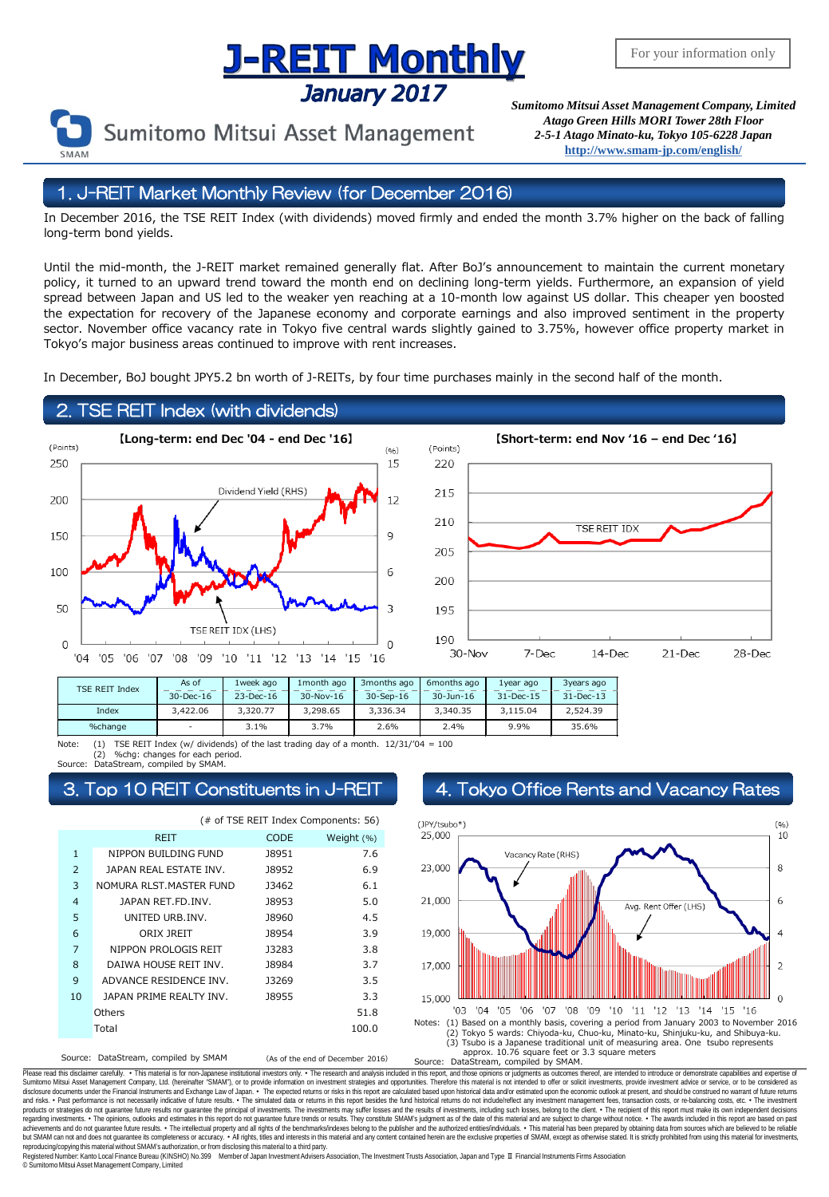# J-REIT Monthly

## January 2017

For your information only

Sumitomo Mitsui Asset Management

*Sumitomo Mitsui Asset Management Company, Limited*
*Atago Green Hills MORI Tower 28th Floor*
*2-5-1 Atago Minato-ku, Tokyo 105-6228 Japan*
http://www.smam-jp.com/english/

## 1. J-REIT Market Monthly Review (for December 2016)

In December 2016, the TSE REIT Index (with dividends) moved firmly and ended the month 3.7% higher on the back of falling long-term bond yields.

Until the mid-month, the J-REIT market remained generally flat. After BoJ's announcement to maintain the current monetary policy, it turned to an upward trend toward the month end on declining long-term yields. Furthermore, an expansion of yield spread between Japan and US led to the weaker yen reaching at a 10-month low against US dollar. This cheaper yen boosted the expectation for recovery of the Japanese economy and corporate earnings and also improved sentiment in the property sector. November office vacancy rate in Tokyo five central wards slightly gained to 3.75%, however office property market in Tokyo's major business areas continued to improve with rent increases.

In December, BoJ bought JPY5.2 bn worth of J-REITs, by four time purchases mainly in the second half of the month.

## 2. TSE REIT Index (with dividends)

【Long-term: end Dec '04 - end Dec '16】

【Short-term: end Nov '16 – end Dec '16】

| TSE REIT Index | As of 30-Dec-16 | 1week ago 23-Dec-16 | 1month ago 30-Nov-16 | 3months ago 30-Sep-16 | 6months ago 30-Jun-16 | 1year ago 31-Dec-15 | 3years ago 31-Dec-13 |
|---|---|---|---|---|---|---|---|
| Index | 3,422.06 | 3,320.77 | 3,298.65 | 3,336.34 | 3,340.35 | 3,115.04 | 2,524.39 |
| %change | - | 3.1% | 3.7% | 2.6% | 2.4% | 9.9% | 35.6% |

Note: (1) TSE REIT Index (w/ dividends) of the last trading day of a month. 12/31/'04 = 100
(2) %chg: changes for each period.
Source: DataStream, compiled by SMAM.

## 3. Top 10 REIT Constituents in J-REIT

(# of TSE REIT Index Components: 56)

| | REIT | CODE | Weight (%) |
|---|---|---|---|
| 1 | NIPPON BUILDING FUND | J8951 | 7.6 |
| 2 | JAPAN REAL ESTATE INV. | J8952 | 6.9 |
| 3 | NOMURA RLST.MASTER FUND | J3462 | 6.1 |
| 4 | JAPAN RET.FD.INV. | J8953 | 5.0 |
| 5 | UNITED URB.INV. | J8960 | 4.5 |
| 6 | ORIX JREIT | J8954 | 3.9 |
| 7 | NIPPON PROLOGIS REIT | J3283 | 3.8 |
| 8 | DAIWA HOUSE REIT INV. | J8984 | 3.7 |
| 9 | ADVANCE RESIDENCE INV. | J3269 | 3.5 |
| 10 | JAPAN PRIME REALTY INV. | J8955 | 3.3 |
| | Others | | 51.8 |
| | Total | | 100.0 |

Source: DataStream, compiled by SMAM (As of the end of December 2016)

## 4. Tokyo Office Rents and Vacancy Rates

Notes: (1) Based on a monthly basis, covering a period from January 2003 to November 2016
(2) Tokyo 5 wards: Chiyoda-ku, Chuo-ku, Minato-ku, Shinjuku-ku, and Shibuya-ku.
(3) Tsubo is a Japanese traditional unit of measuring area. One tsubo represents approx. 10.76 square feet or 3.3 square meters
Source: DataStream, compiled by SMAM.

Please read this disclaimer carefully. • This material is for non-Japanese institutional investors only. • The research and analysis included in this report, and those opinions or judgments as outcomes thereof, are intended to introduce or demonstrate capabilities and expertise of Sumitomo Mitsui Asset Management Company, Ltd. (hereinafter "SMAM"), or to provide information on investment strategies and opportunities. Therefore this material is not intended to offer or solicit investments, provide investment advice or service, or to be considered as disclosure documents under the Financial Instruments and Exchange Law of Japan. • The expected returns or risks in this report are calculated based upon historical data and/or estimated upon the economic outlook at present, and should be construed no warrant of future returns and risks. • Past performance is not necessarily indicative of future results. • The simulated data or returns in this report besides the fund historical returns do not include/reflect any investment management fees, transaction costs, or re-balancing costs, etc. • The investment products or strategies do not guarantee future results nor guarantee the principal of investments. The investments may suffer losses and the results of investments, including such losses, belong to the client. • The recipient of this report must make its own independent decisions regarding investments. • The opinions, outlooks and estimates in this report do not guarantee future trends or results. They constitute SMAM's judgment as of the date of this material and are subject to change without notice. • The awards included in this report are based on past achievements and do not guarantee future results. • The intellectual property and all rights of the benchmarks/indexes belong to the publisher and the authorized entities/individuals. • This material has been prepared by obtaining data from sources which are believed to be reliable but SMAM can not and does not guarantee its completeness or accuracy. • All rights, titles and interests in this material and any content contained herein are the exclusive properties of SMAM, except as otherwise stated. It is strictly prohibited from using this material for investments, reproducing/copying this material without SMAM's authorization, or from disclosing this material to a third party.

Registered Number: Kanto Local Finance Bureau (KINSHO) No.399 Member of Japan Investment Advisers Association, The Investment Trusts Association, Japan and Type Ⅱ Financial Instruments Firms Association
© Sumitomo Mitsui Asset Management Company, Limited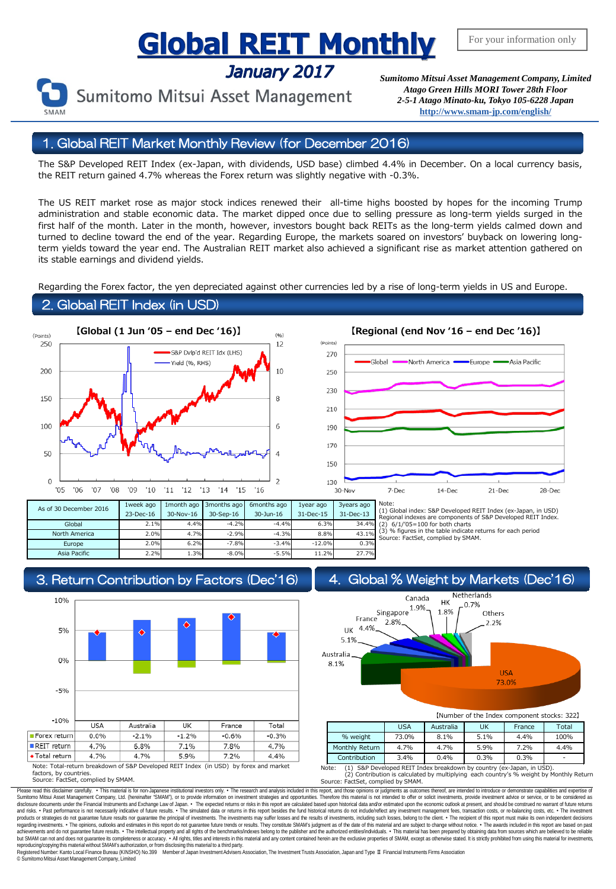# Global REIT Monthly

## January 2017

For your information only

Sumitomo Mitsui Asset Management

SMAM

***Sumitomo Mitsui Asset Management Company, Limited***
***Atago Green Hills MORI Tower 28th Floor***
***2-5-1 Atago Minato-ku, Tokyo 105-6228 Japan***
**http://www.smam-jp.com/english/**

## 1. Global REIT Market Monthly Review (for December 2016)

The S&P Developed REIT Index (ex-Japan, with dividends, USD base) climbed 4.4% in December. On a local currency basis, the REIT return gained 4.7% whereas the Forex return was slightly negative with -0.3%.

The US REIT market rose as major stock indices renewed their all-time highs boosted by hopes for the incoming Trump administration and stable economic data. The market dipped once due to selling pressure as long-term yields surged in the first half of the month. Later in the month, however, investors bought back REITs as the long-term yields calmed down and turned to decline toward the end of the year. Regarding Europe, the markets soared on investors' buyback on lowering long-term yields toward the year end. The Australian REIT market also achieved a significant rise as market attention gathered on its stable earnings and dividend yields.

Regarding the Forex factor, the yen depreciated against other currencies led by a rise of long-term yields in US and Europe.

## 2. Global REIT Index (in USD)

**【Global (1 Jun '05 – end Dec '16)】**

(Points) 250, 200, 150, 100, 50, 0
(%) 12, 10, 8, 6, 4, 2
S&P Dvlp'd REIT Idx (LHS)
Yield (%, RHS)
'05 '06 '07 '08 '09 '10 '11 '12 '13 '14 '15 '16

**【Regional (end Nov '16 – end Dec '16)】**

(Points) 270, 250, 230, 210, 190, 170, 150, 130
Global, North America, Europe, Asia Pacific
30-Nov 7-Dec 14-Dec 21-Dec 28-Dec

| As of 30 December 2016 | 1week ago 23-Dec-16 | 1month ago 30-Nov-16 | 3months ago 30-Sep-16 | 6months ago 30-Jun-16 | 1year ago 31-Dec-15 | 3years ago 31-Dec-13 |
|---|---|---|---|---|---|---|
| Global | 2.1% | 4.4% | -4.2% | -4.4% | 6.3% | 34.4% |
| North America | 2.0% | 4.7% | -2.9% | -4.3% | 8.8% | 43.1% |
| Europe | 2.0% | 6.2% | -7.8% | -3.4% | -12.0% | 0.3% |
| Asia Pacific | 2.2% | 1.3% | -8.0% | -5.5% | 11.2% | 27.7% |

Note:
(1) Global index: S&P Developed REIT Index (ex-Japan, in USD)
Regional indexes are components of S&P Developed REIT Index.
(2) 6/1/'05=100 for both charts
(3) % figures in the table indicate returns for each period
Source: FactSet, complied by SMAM.

## 3. Return Contribution by Factors (Dec'16)

10%, 5%, 0%, -5%, -10%

| | USA | Australia | UK | France | Total |
|---|---|---|---|---|---|
| Forex return | 0.0% | -2.1% | -1.2% | -0.6% | -0.3% |
| REIT return | 4.7% | 6.8% | 7.1% | 7.8% | 4.7% |
| Total return | 4.7% | 4.7% | 5.9% | 7.2% | 4.4% |

Note: Total-return breakdown of S&P Developed REIT Index (in USD) by forex and market factors, by countries.
Source: FactSet, complied by SMAM.

## 4. Global % Weight by Markets (Dec'16)

Canada 1.9%, HK 1.8%, Netherlands 0.7%, Others 2.2%, Singapore 2.8%, France 4.4%, UK 5.1%, Australia 8.1%, USA 73.0%

【Number of the Index component stocks: 322】

| | USA | Australia | UK | France | Total |
|---|---|---|---|---|---|
| % weight | 73.0% | 8.1% | 5.1% | 4.4% | 100% |
| Monthly Return | 4.7% | 4.7% | 5.9% | 7.2% | 4.4% |
| Contribution | 3.4% | 0.4% | 0.3% | 0.3% | - |

Note: (1) S&P Developed REIT Index breakdown by country (ex-Japan, in USD).
(2) Contribution is calculated by multiplying each country's % weight by Monthly Return
Source: FactSet, complied by SMAM.

Please read this disclaimer carefully. • This material is for non-Japanese institutional investors only. • The research and analysis included in this report, and those opinions or judgments as outcomes thereof, are intended to introduce or demonstrate capabilities and expertise of Sumitomo Mitsui Asset Management Company, Ltd. (hereinafter "SMAM"), or to provide information on investment strategies and opportunities. Therefore this material is not intended to offer or solicit investments, provide investment advice or service, or to be considered as disclosure documents under the Financial Instruments and Exchange Law of Japan. • The expected returns or risks in this report are calculated based upon historical data and/or estimated upon the economic outlook at present, and should be construed no warrant of future returns and risks. • Past performance is not necessarily indicative of future results. • The simulated data or returns in this report besides the fund historical returns do not include/reflect any investment management fees, transaction costs, or re-balancing costs, etc. • The investment products or strategies do not guarantee future results nor guarantee the principal of investments. The investments may suffer losses and the results of investments, including such losses, belong to the client. • The recipient of this report must make its own independent decisions regarding investments. • The opinions, outlooks and estimates in this report do not guarantee future trends or results. They constitute SMAM's judgment as of the date of this material and are subject to change without notice. • The awards included in this report are based on past achievements and do not guarantee future results. • The intellectual property and all rights of the benchmarks/indexes belong to the publisher and the authorized entities/individuals. • This material has been prepared by obtaining data from sources which are believed to be reliable but SMAM can not and does not guarantee its completeness or accuracy. • All rights, titles and interests in this material and any content contained herein are the exclusive properties of SMAM, except as otherwise stated. It is strictly prohibited from using this material for investments, reproducing/copying this material without SMAM's authorization, or from disclosing this material to a third party.
Registered Number: Kanto Local Finance Bureau (KINSHO) No.399 Member of Japan Investment Advisers Association, The Investment Trusts Association, Japan and Type Ⅱ Financial Instruments Firms Association
© Sumitomo Mitsui Asset Management Company, Limited